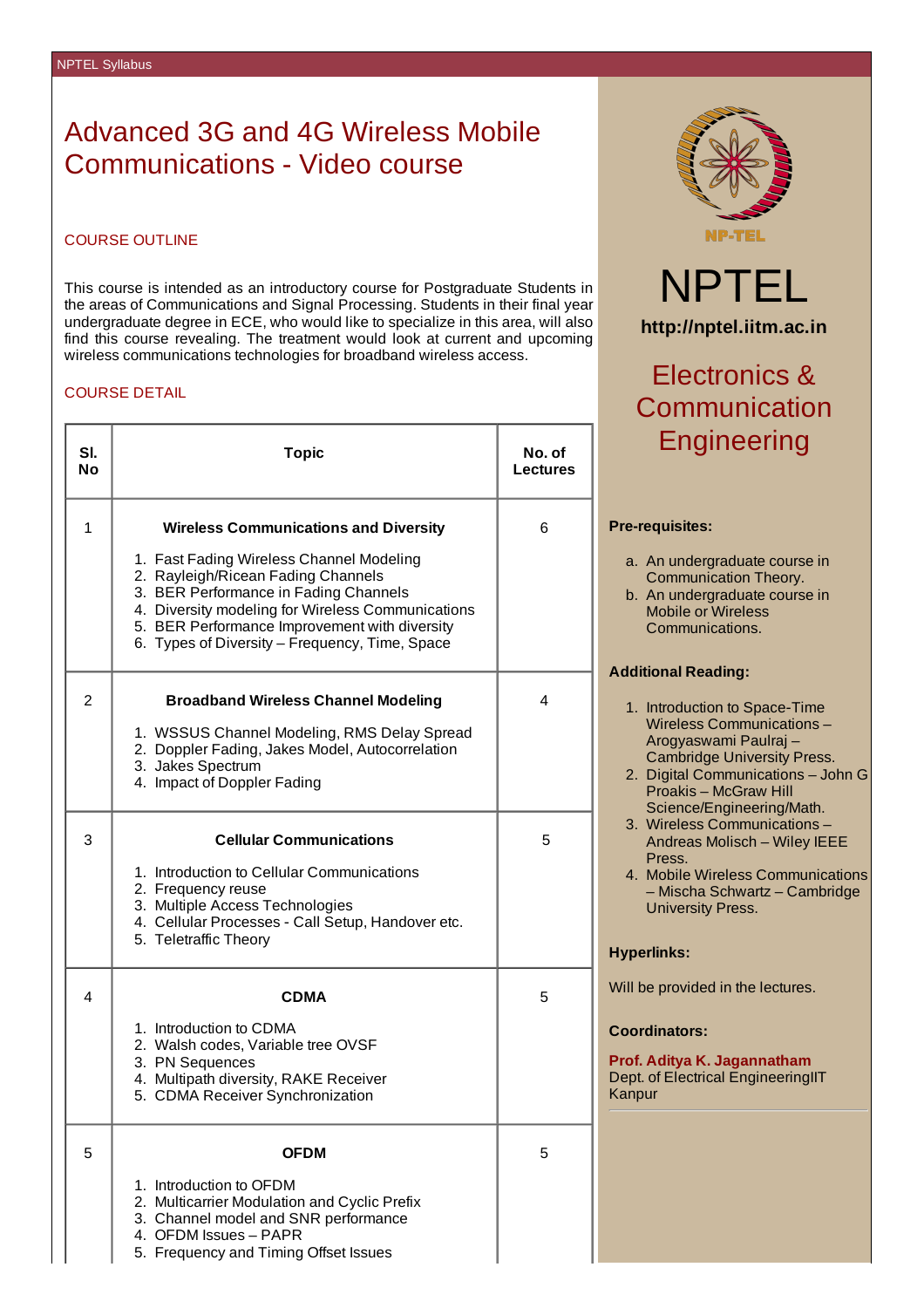# Advanced 3G and 4G Wireless Mobile Communications - Video course

## COURSE OUTLINE

This course is intended as an introductory course for Postgraduate Students in the areas of Communications and Signal Processing. Students in their final year undergraduate degree in ECE, who would like to specialize in this area, will also find this course revealing. The treatment would look at current and upcoming wireless communications technologies for broadband wireless access.

## COURSE DETAIL

| Sl. No | Topic | No. of Lectures |
|---|---|---|
| 1 | **Wireless Communications and Diversity**<br>1. Fast Fading Wireless Channel Modeling<br>2. Rayleigh/Ricean Fading Channels<br>3. BER Performance in Fading Channels<br>4. Diversity modeling for Wireless Communications<br>5. BER Performance Improvement with diversity<br>6. Types of Diversity – Frequency, Time, Space | 6 |
| 2 | **Broadband Wireless Channel Modeling**<br>1. WSSUS Channel Modeling, RMS Delay Spread<br>2. Doppler Fading, Jakes Model, Autocorrelation<br>3. Jakes Spectrum<br>4. Impact of Doppler Fading | 4 |
| 3 | **Cellular Communications**<br>1. Introduction to Cellular Communications<br>2. Frequency reuse<br>3. Multiple Access Technologies<br>4. Cellular Processes - Call Setup, Handover etc.<br>5. Teletraffic Theory | 5 |
| 4 | **CDMA**<br>1. Introduction to CDMA<br>2. Walsh codes, Variable tree OVSF<br>3. PN Sequences<br>4. Multipath diversity, RAKE Receiver<br>5. CDMA Receiver Synchronization | 5 |
| 5 | **OFDM**<br>1. Introduction to OFDM<br>2. Multicarrier Modulation and Cyclic Prefix<br>3. Channel model and SNR performance<br>4. OFDM Issues – PAPR<br>5. Frequency and Timing Offset Issues | 5 |

NP-TEL

# NPTEL

**http://nptel.iitm.ac.in**

## Electronics & Communication Engineering

**Pre-requisites:**

a. An undergraduate course in Communication Theory.
b. An undergraduate course in Mobile or Wireless Communications.

**Additional Reading:**

1. Introduction to Space-Time Wireless Communications – Arogyaswami Paulraj – Cambridge University Press.
2. Digital Communications – John G Proakis – McGraw Hill Science/Engineering/Math.
3. Wireless Communications – Andreas Molisch – Wiley IEEE Press.
4. Mobile Wireless Communications – Mischa Schwartz – Cambridge University Press.

**Hyperlinks:**

Will be provided in the lectures.

**Coordinators:**

**Prof. Aditya K. Jagannatham**
Dept. of Electrical EngineeringIIT Kanpur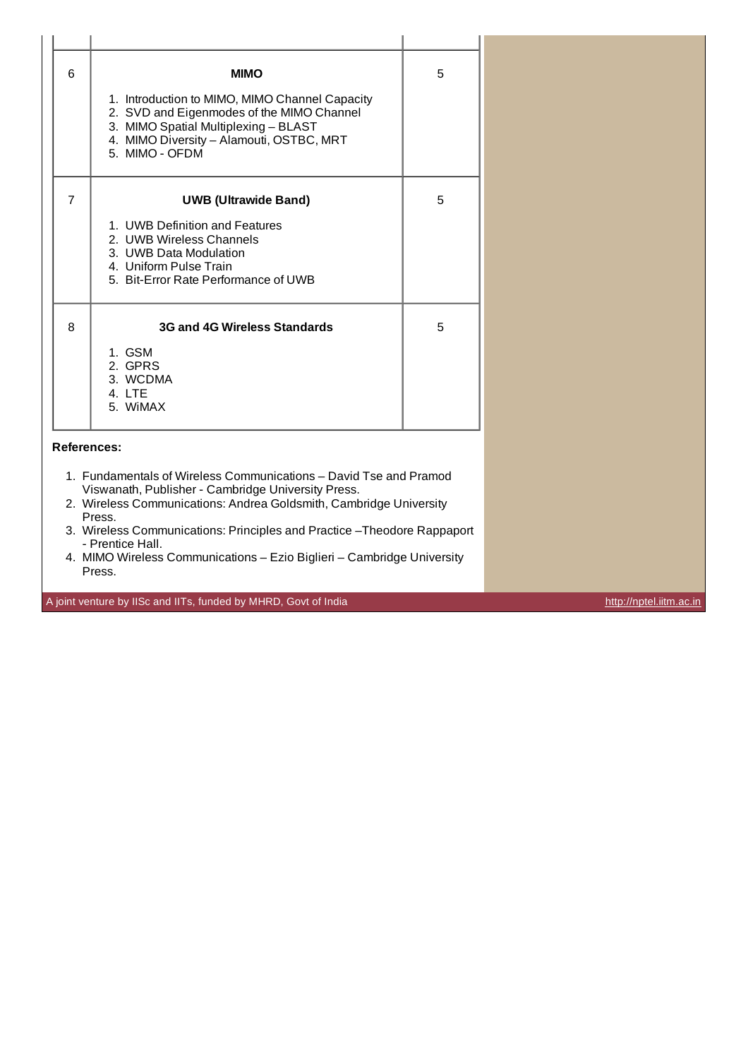| | | |
|---|---|---|
| 6 | **MIMO**<br><br>1. Introduction to MIMO, MIMO Channel Capacity<br>2. SVD and Eigenmodes of the MIMO Channel<br>3. MIMO Spatial Multiplexing – BLAST<br>4. MIMO Diversity – Alamouti, OSTBC, MRT<br>5. MIMO - OFDM | 5 |
| 7 | **UWB (Ultrawide Band)**<br><br>1. UWB Definition and Features<br>2. UWB Wireless Channels<br>3. UWB Data Modulation<br>4. Uniform Pulse Train<br>5. Bit-Error Rate Performance of UWB | 5 |
| 8 | **3G and 4G Wireless Standards**<br><br>1. GSM<br>2. GPRS<br>3. WCDMA<br>4. LTE<br>5. WiMAX | 5 |

**References:**

1. Fundamentals of Wireless Communications – David Tse and Pramod Viswanath, Publisher - Cambridge University Press.
2. Wireless Communications: Andrea Goldsmith, Cambridge University Press.
3. Wireless Communications: Principles and Practice –Theodore Rappaport - Prentice Hall.
4. MIMO Wireless Communications – Ezio Biglieri – Cambridge University Press.